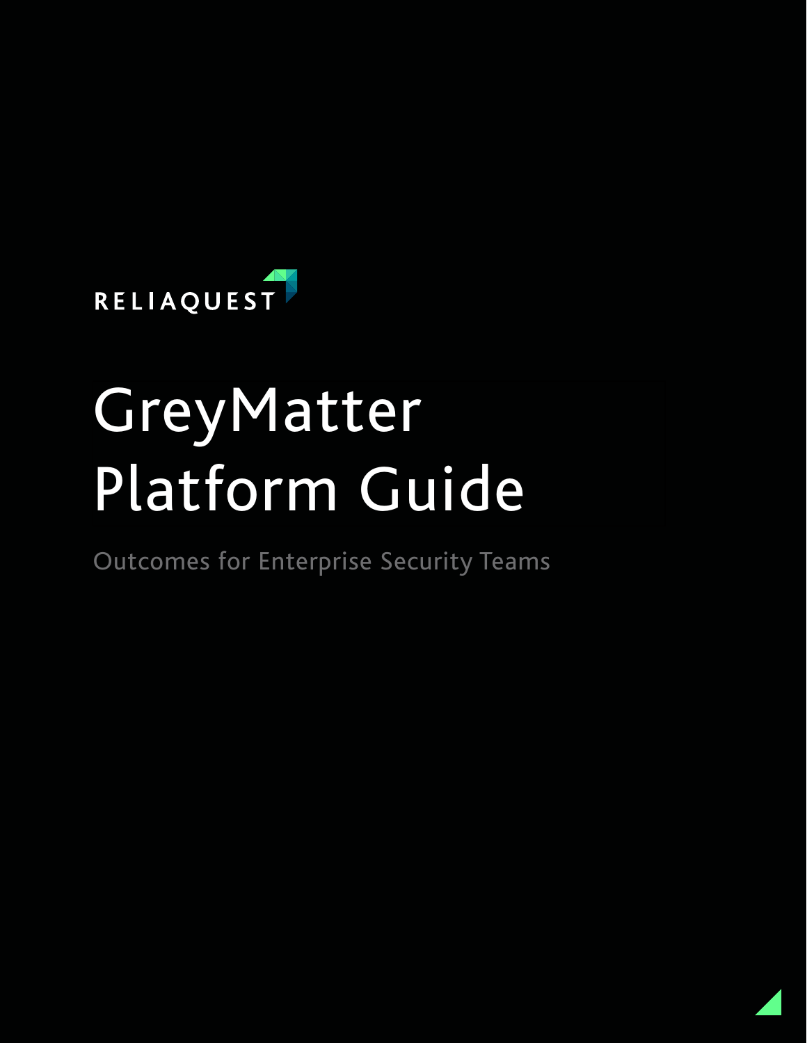RELIAQUEST

# GreyMatter Platform Guide

Outcomes for Enterprise Security Teams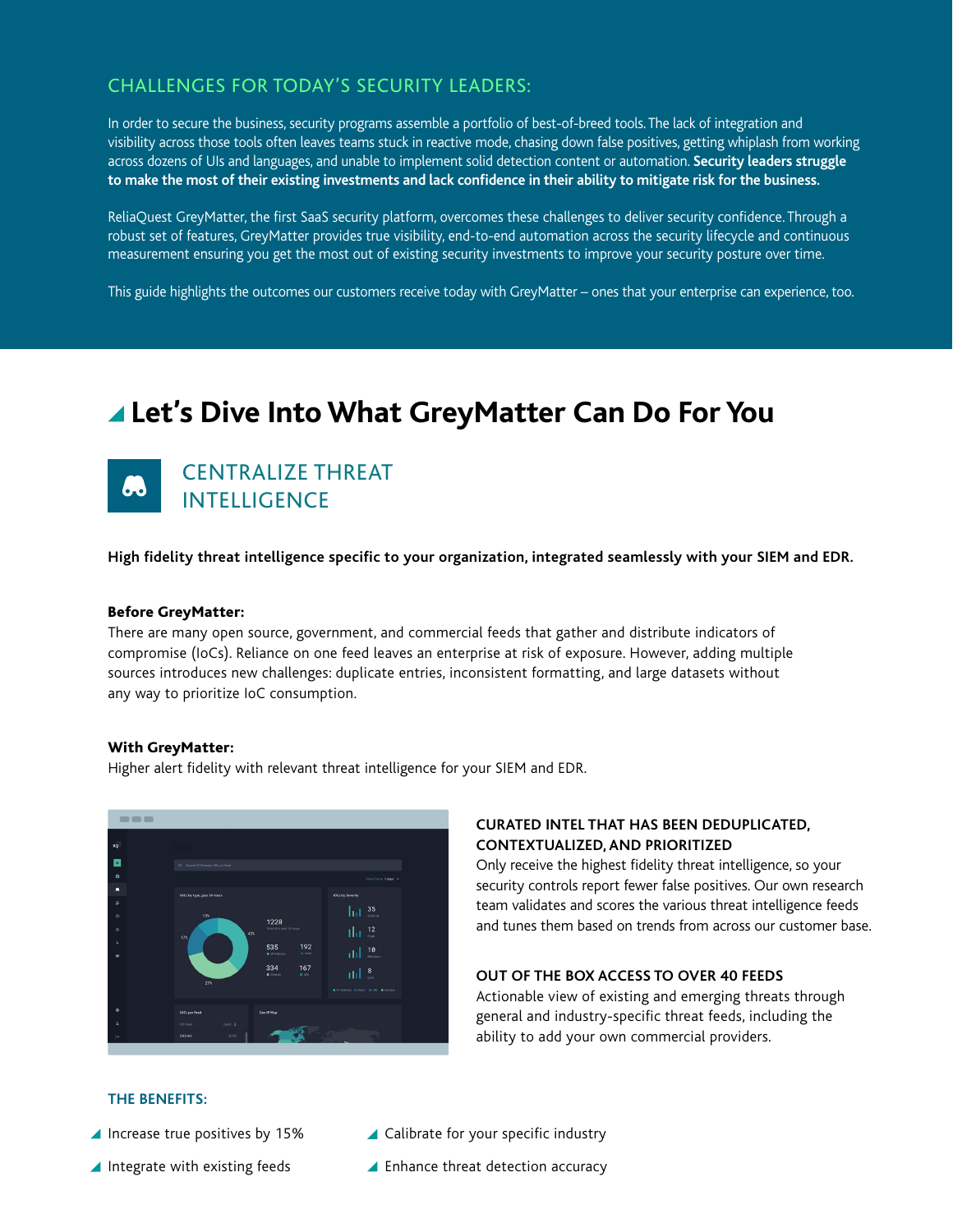## CHALLENGES FOR TODAY'S SECURITY LEADERS:

In order to secure the business, security programs assemble a portfolio of best-of-breed tools. The lack of integration and visibility across those tools often leaves teams stuck in reactive mode, chasing down false positives, getting whiplash from working across dozens of UIs and languages, and unable to implement solid detection content or automation. **Security leaders struggle to make the most of their existing investments and lack confidence in their ability to mitigate risk for the business.**

ReliaQuest GreyMatter, the first SaaS security platform, overcomes these challenges to deliver security confidence. Through a robust set of features, GreyMatter provides true visibility, end-to-end automation across the security lifecycle and continuous measurement ensuring you get the most out of existing security investments to improve your security posture over time.

This guide highlights the outcomes our customers receive today with GreyMatter – ones that your enterprise can experience, too.

# Let's Dive Into What GreyMatter Can Do For You

## CENTRALIZE THREAT INTELLIGENCE

**High fidelity threat intelligence specific to your organization, integrated seamlessly with your SIEM and EDR.**

**Before GreyMatter:**
There are many open source, government, and commercial feeds that gather and distribute indicators of compromise (IoCs). Reliance on one feed leaves an enterprise at risk of exposure. However, adding multiple sources introduces new challenges: duplicate entries, inconsistent formatting, and large datasets without any way to prioritize IoC consumption.

**With GreyMatter:**
Higher alert fidelity with relevant threat intelligence for your SIEM and EDR.

**CURATED INTEL THAT HAS BEEN DEDUPLICATED, CONTEXTUALIZED, AND PRIORITIZED**
Only receive the highest fidelity threat intelligence, so your security controls report fewer false positives. Our own research team validates and scores the various threat intelligence feeds and tunes them based on trends from across our customer base.

**OUT OF THE BOX ACCESS TO OVER 40 FEEDS**
Actionable view of existing and emerging threats through general and industry-specific threat feeds, including the ability to add your own commercial providers.

### THE BENEFITS:

- Increase true positives by 15%
- Integrate with existing feeds
- Calibrate for your specific industry
- Enhance threat detection accuracy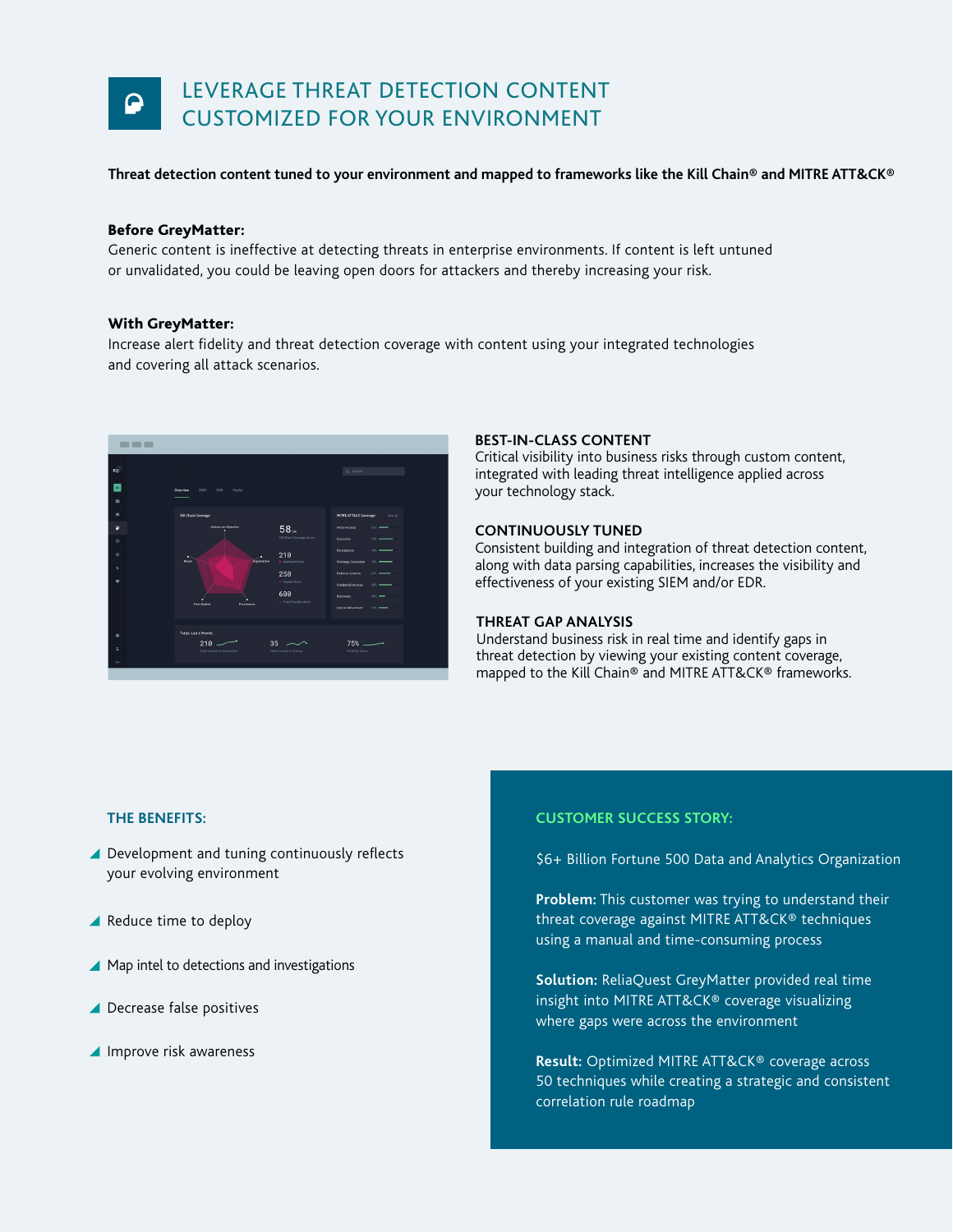# LEVERAGE THREAT DETECTION CONTENT CUSTOMIZED FOR YOUR ENVIRONMENT

**Threat detection content tuned to your environment and mapped to frameworks like the Kill Chain® and MITRE ATT&CK®**

**Before GreyMatter:**
Generic content is ineffective at detecting threats in enterprise environments. If content is left untuned or unvalidated, you could be leaving open doors for attackers and thereby increasing your risk.

**With GreyMatter:**
Increase alert fidelity and threat detection coverage with content using your integrated technologies and covering all attack scenarios.

### BEST-IN-CLASS CONTENT

Critical visibility into business risks through custom content, integrated with leading threat intelligence applied across your technology stack.

### CONTINUOUSLY TUNED

Consistent building and integration of threat detection content, along with data parsing capabilities, increases the visibility and effectiveness of your existing SIEM and/or EDR.

### THREAT GAP ANALYSIS

Understand business risk in real time and identify gaps in threat detection by viewing your existing content coverage, mapped to the Kill Chain® and MITRE ATT&CK® frameworks.

## THE BENEFITS:

- Development and tuning continuously reflects your evolving environment
- Reduce time to deploy
- Map intel to detections and investigations
- Decrease false positives
- Improve risk awareness

## CUSTOMER SUCCESS STORY:

$6+ Billion Fortune 500 Data and Analytics Organization

**Problem:** This customer was trying to understand their threat coverage against MITRE ATT&CK® techniques using a manual and time-consuming process

**Solution:** ReliaQuest GreyMatter provided real time insight into MITRE ATT&CK® coverage visualizing where gaps were across the environment

**Result:** Optimized MITRE ATT&CK® coverage across 50 techniques while creating a strategic and consistent correlation rule roadmap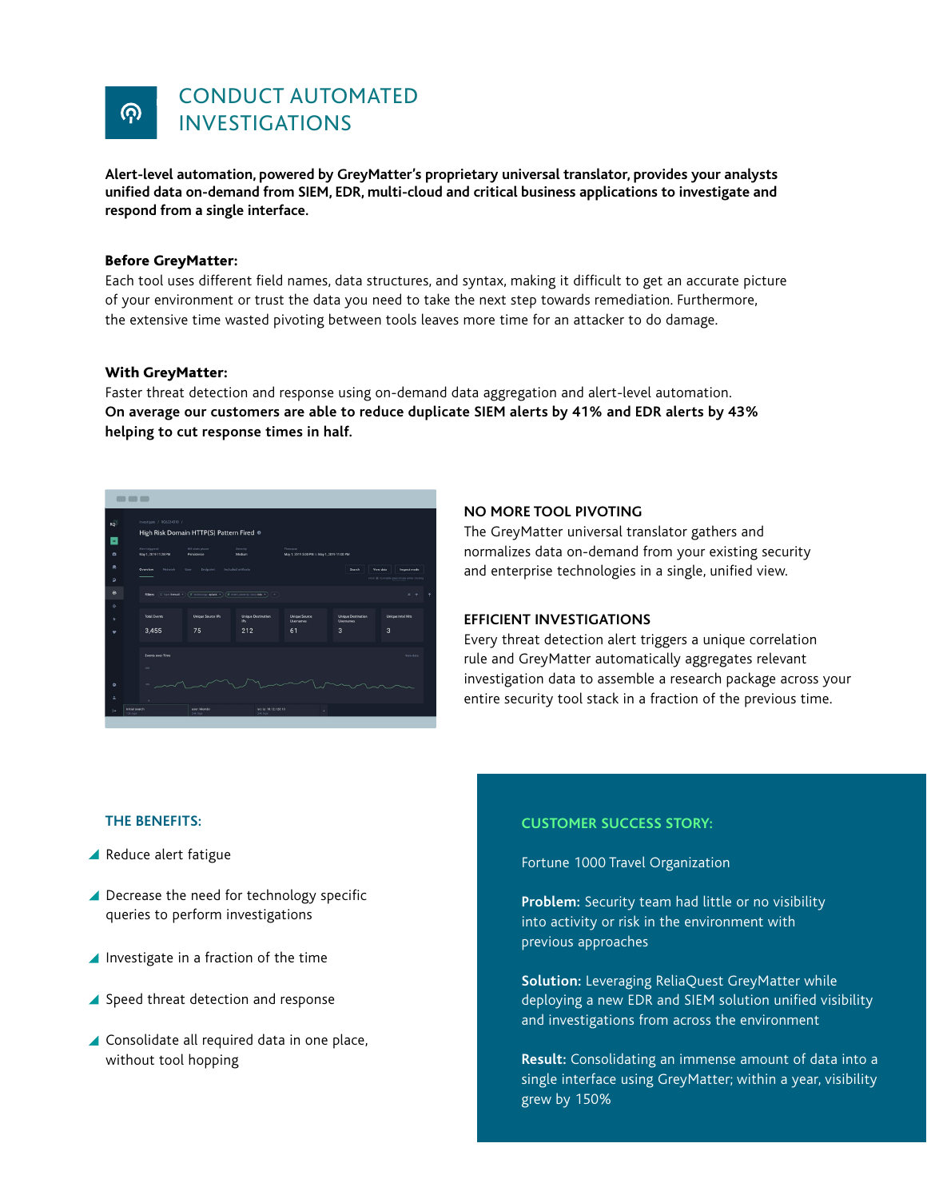# CONDUCT AUTOMATED INVESTIGATIONS

**Alert-level automation, powered by GreyMatter's proprietary universal translator, provides your analysts unified data on-demand from SIEM, EDR, multi-cloud and critical business applications to investigate and respond from a single interface.**

**Before GreyMatter:**
Each tool uses different field names, data structures, and syntax, making it difficult to get an accurate picture of your environment or trust the data you need to take the next step towards remediation. Furthermore, the extensive time wasted pivoting between tools leaves more time for an attacker to do damage.

**With GreyMatter:**
Faster threat detection and response using on-demand data aggregation and alert-level automation.
**On average our customers are able to reduce duplicate SIEM alerts by 41% and EDR alerts by 43% helping to cut response times in half.**

### NO MORE TOOL PIVOTING

The GreyMatter universal translator gathers and normalizes data on-demand from your existing security and enterprise technologies in a single, unified view.

### EFFICIENT INVESTIGATIONS

Every threat detection alert triggers a unique correlation rule and GreyMatter automatically aggregates relevant investigation data to assemble a research package across your entire security tool stack in a fraction of the previous time.

### THE BENEFITS:

- Reduce alert fatigue
- Decrease the need for technology specific queries to perform investigations
- Investigate in a fraction of the time
- Speed threat detection and response
- Consolidate all required data in one place, without tool hopping

### CUSTOMER SUCCESS STORY:

Fortune 1000 Travel Organization

**Problem:** Security team had little or no visibility into activity or risk in the environment with previous approaches

**Solution:** Leveraging ReliaQuest GreyMatter while deploying a new EDR and SIEM solution unified visibility and investigations from across the environment

**Result:** Consolidating an immense amount of data into a single interface using GreyMatter; within a year, visibility grew by 150%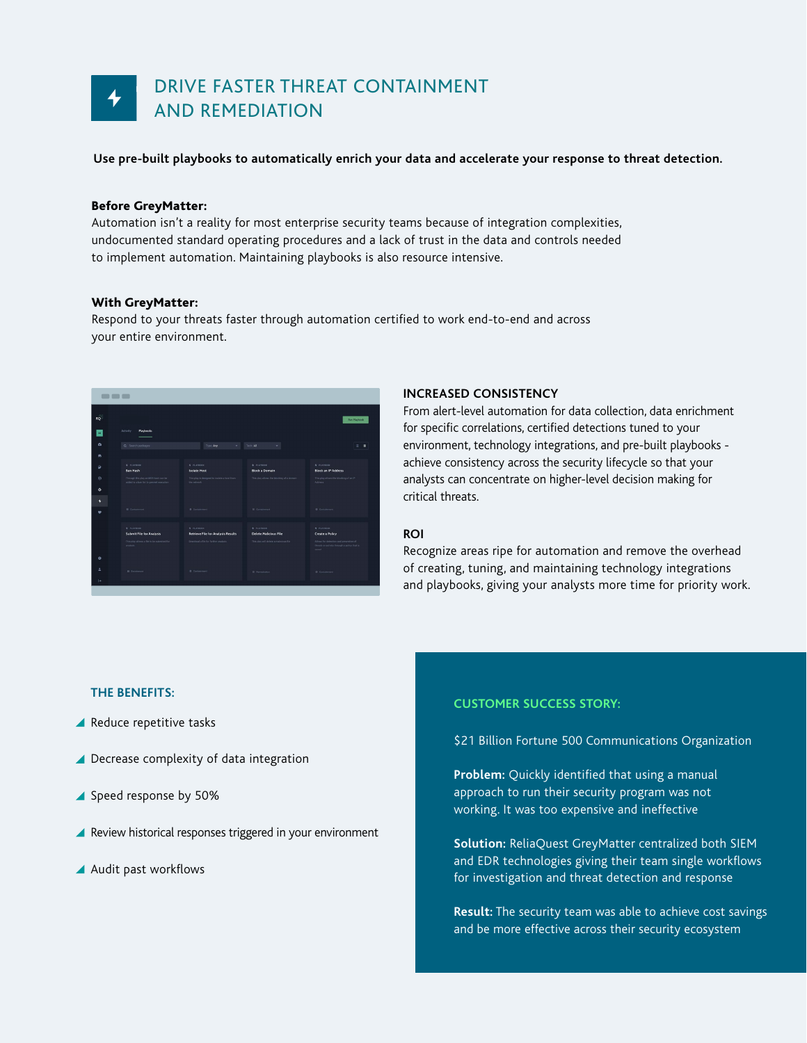# DRIVE FASTER THREAT CONTAINMENT AND REMEDIATION

**Use pre-built playbooks to automatically enrich your data and accelerate your response to threat detection.**

**Before GreyMatter:**
Automation isn't a reality for most enterprise security teams because of integration complexities, undocumented standard operating procedures and a lack of trust in the data and controls needed to implement automation. Maintaining playbooks is also resource intensive.

**With GreyMatter:**
Respond to your threats faster through automation certified to work end-to-end and across your entire environment.

### INCREASED CONSISTENCY

From alert-level automation for data collection, data enrichment for specific correlations, certified detections tuned to your environment, technology integrations, and pre-built playbooks - achieve consistency across the security lifecycle so that your analysts can concentrate on higher-level decision making for critical threats.

### ROI

Recognize areas ripe for automation and remove the overhead of creating, tuning, and maintaining technology integrations and playbooks, giving your analysts more time for priority work.

## THE BENEFITS:

- Reduce repetitive tasks
- Decrease complexity of data integration
- Speed response by 50%
- Review historical responses triggered in your environment
- Audit past workflows

## CUSTOMER SUCCESS STORY:

$21 Billion Fortune 500 Communications Organization

**Problem:** Quickly identified that using a manual approach to run their security program was not working. It was too expensive and ineffective

**Solution:** ReliaQuest GreyMatter centralized both SIEM and EDR technologies giving their team single workflows for investigation and threat detection and response

**Result:** The security team was able to achieve cost savings and be more effective across their security ecosystem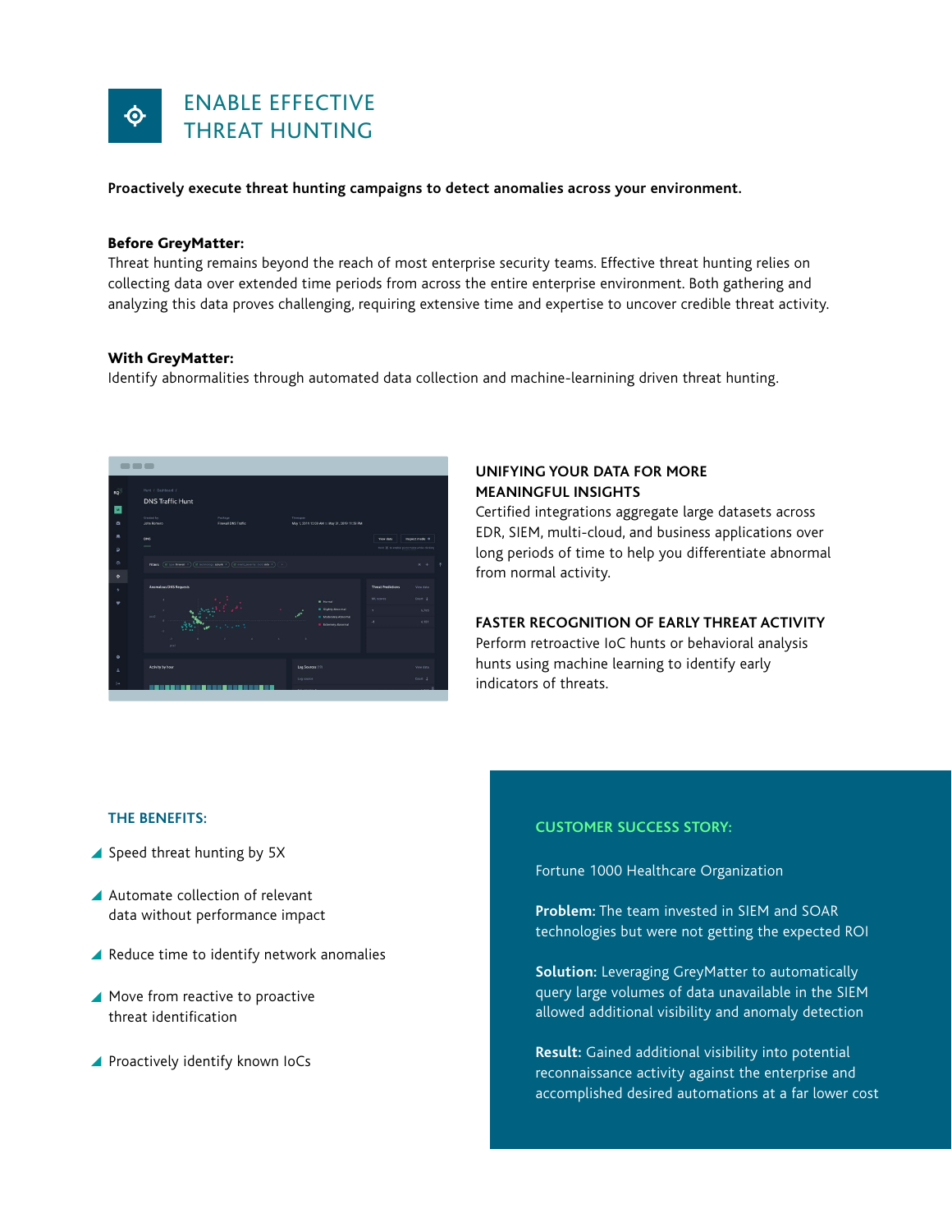# ENABLE EFFECTIVE THREAT HUNTING

**Proactively execute threat hunting campaigns to detect anomalies across your environment.**

**Before GreyMatter:**
Threat hunting remains beyond the reach of most enterprise security teams. Effective threat hunting relies on collecting data over extended time periods from across the entire enterprise environment. Both gathering and analyzing this data proves challenging, requiring extensive time and expertise to uncover credible threat activity.

**With GreyMatter:**
Identify abnormalities through automated data collection and machine-learnining driven threat hunting.

### UNIFYING YOUR DATA FOR MORE MEANINGFUL INSIGHTS

Certified integrations aggregate large datasets across EDR, SIEM, multi-cloud, and business applications over long periods of time to help you differentiate abnormal from normal activity.

### FASTER RECOGNITION OF EARLY THREAT ACTIVITY

Perform retroactive IoC hunts or behavioral analysis hunts using machine learning to identify early indicators of threats.

### THE BENEFITS:

- Speed threat hunting by 5X
- Automate collection of relevant data without performance impact
- Reduce time to identify network anomalies
- Move from reactive to proactive threat identification
- Proactively identify known IoCs

### CUSTOMER SUCCESS STORY:

Fortune 1000 Healthcare Organization

**Problem:** The team invested in SIEM and SOAR technologies but were not getting the expected ROI

**Solution:** Leveraging GreyMatter to automatically query large volumes of data unavailable in the SIEM allowed additional visibility and anomaly detection

**Result:** Gained additional visibility into potential reconnaissance activity against the enterprise and accomplished desired automations at a far lower cost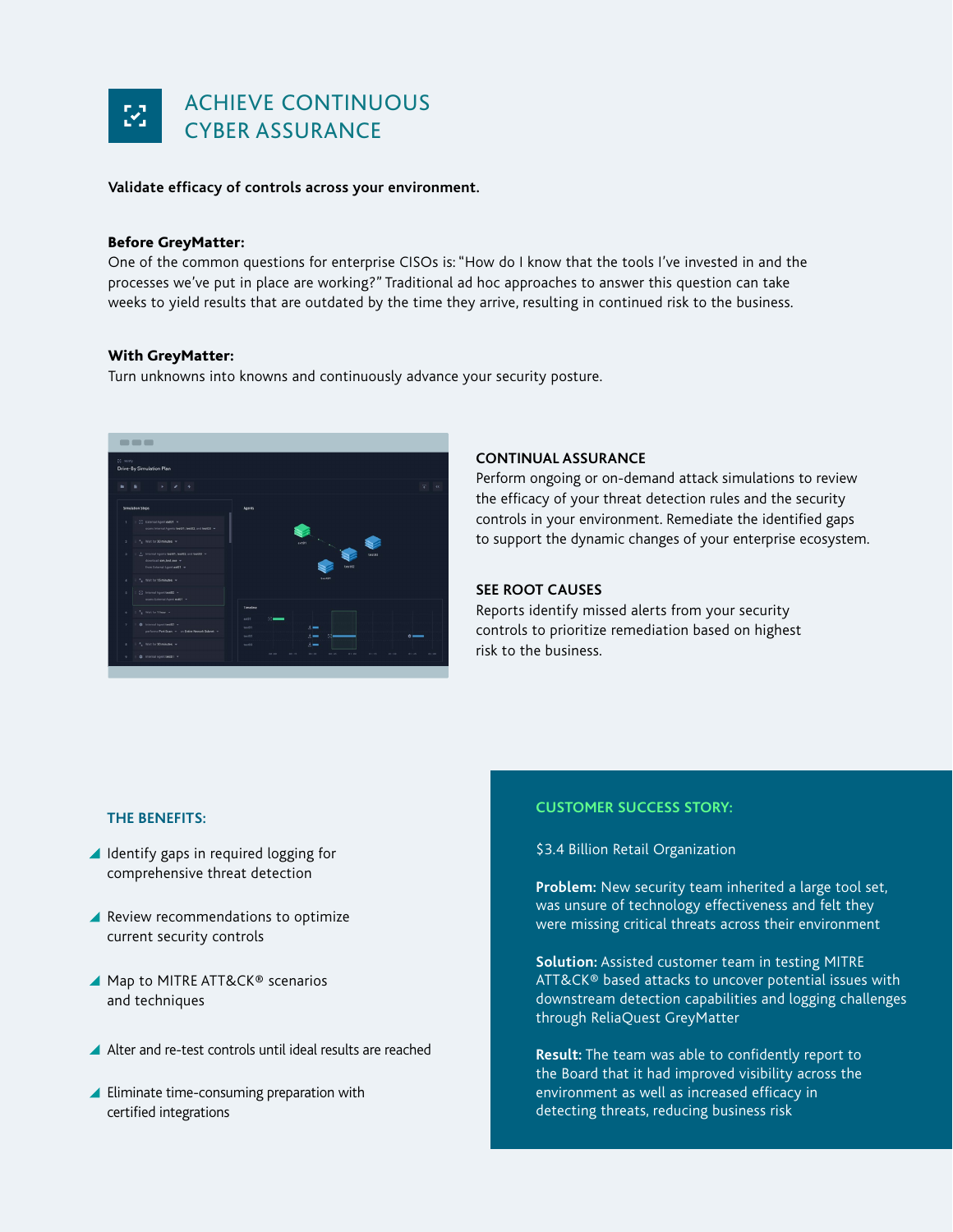# ACHIEVE CONTINUOUS CYBER ASSURANCE

**Validate efficacy of controls across your environment.**

**Before GreyMatter:**
One of the common questions for enterprise CISOs is: "How do I know that the tools I've invested in and the processes we've put in place are working?" Traditional ad hoc approaches to answer this question can take weeks to yield results that are outdated by the time they arrive, resulting in continued risk to the business.

**With GreyMatter:**
Turn unknowns into knowns and continuously advance your security posture.

### CONTINUAL ASSURANCE

Perform ongoing or on-demand attack simulations to review the efficacy of your threat detection rules and the security controls in your environment. Remediate the identified gaps to support the dynamic changes of your enterprise ecosystem.

### SEE ROOT CAUSES

Reports identify missed alerts from your security controls to prioritize remediation based on highest risk to the business.

## THE BENEFITS:

- Identify gaps in required logging for comprehensive threat detection
- Review recommendations to optimize current security controls
- Map to MITRE ATT&CK® scenarios and techniques
- Alter and re-test controls until ideal results are reached
- Eliminate time-consuming preparation with certified integrations

## CUSTOMER SUCCESS STORY:

$3.4 Billion Retail Organization

**Problem:** New security team inherited a large tool set, was unsure of technology effectiveness and felt they were missing critical threats across their environment

**Solution:** Assisted customer team in testing MITRE ATT&CK® based attacks to uncover potential issues with downstream detection capabilities and logging challenges through ReliaQuest GreyMatter

**Result:** The team was able to confidently report to the Board that it had improved visibility across the environment as well as increased efficacy in detecting threats, reducing business risk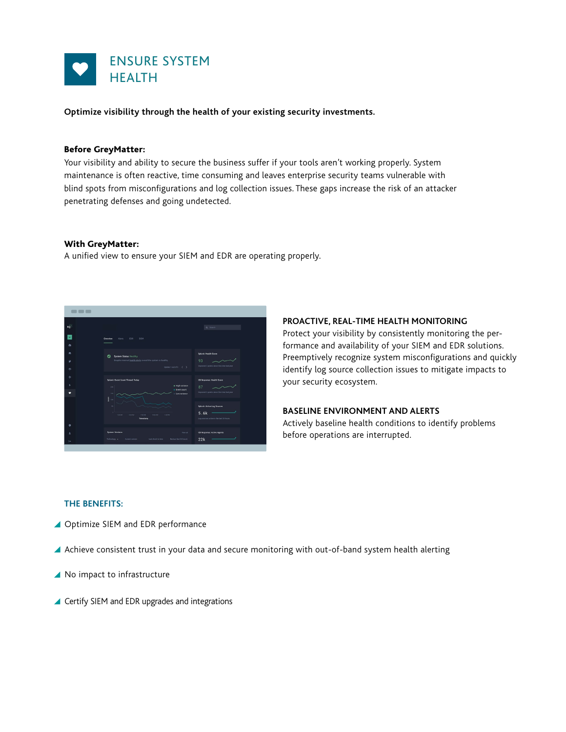# ENSURE SYSTEM HEALTH

**Optimize visibility through the health of your existing security investments.**

**Before GreyMatter:**
Your visibility and ability to secure the business suffer if your tools aren't working properly. System maintenance is often reactive, time consuming and leaves enterprise security teams vulnerable with blind spots from misconfigurations and log collection issues. These gaps increase the risk of an attacker penetrating defenses and going undetected.

**With GreyMatter:**
A unified view to ensure your SIEM and EDR are operating properly.

### PROACTIVE, REAL-TIME HEALTH MONITORING

Protect your visibility by consistently monitoring the performance and availability of your SIEM and EDR solutions. Preemptively recognize system misconfigurations and quickly identify log source collection issues to mitigate impacts to your security ecosystem.

### BASELINE ENVIRONMENT AND ALERTS

Actively baseline health conditions to identify problems before operations are interrupted.

## THE BENEFITS:

- Optimize SIEM and EDR performance
- Achieve consistent trust in your data and secure monitoring with out-of-band system health alerting
- No impact to infrastructure
- Certify SIEM and EDR upgrades and integrations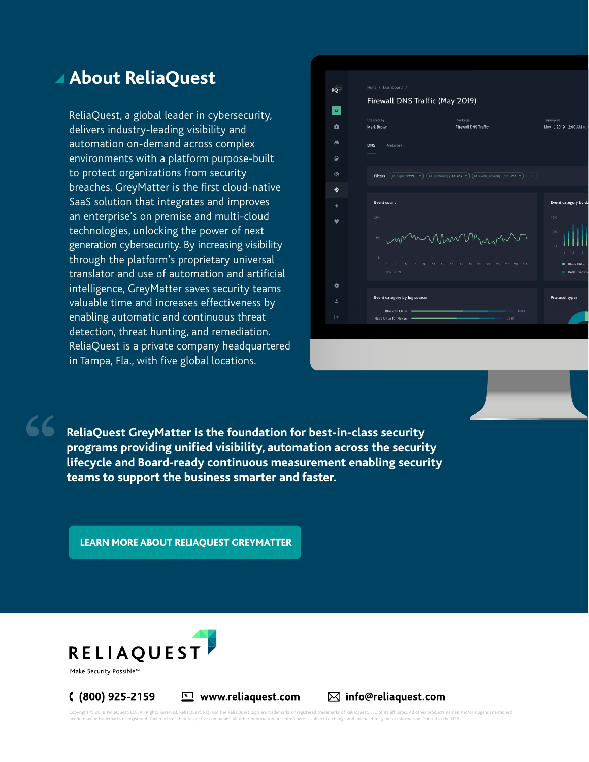# About ReliaQuest

ReliaQuest, a global leader in cybersecurity, delivers industry-leading visibility and automation on-demand across complex environments with a platform purpose-built to protect organizations from security breaches. GreyMatter is the first cloud-native SaaS solution that integrates and improves an enterprise's on premise and multi-cloud technologies, unlocking the power of next generation cybersecurity. By increasing visibility through the platform's proprietary universal translator and use of automation and artificial intelligence, GreyMatter saves security teams valuable time and increases effectiveness by enabling automatic and continuous threat detection, threat hunting, and remediation. ReliaQuest is a private company headquartered in Tampa, Fla., with five global locations.

> **ReliaQuest GreyMatter is the foundation for best-in-class security programs providing unified visibility, automation across the security lifecycle and Board-ready continuous measurement enabling security teams to support the business smarter and faster.**

**LEARN MORE ABOUT RELIAQUEST GREYMATTER**

RELIAQUEST

Make Security Possible™

(800) 925-2159 www.reliaquest.com info@reliaquest.com

Copyright © 2018 ReliaQuest, LLC. All Rights Reserved. ReliaQuest, RQ, and the ReliaQuest logo are trademarks or registered trademarks of ReliaQuest, LLC of its affiliates. All other products names and/or slogans mentioned herein may be trademarks or registered trademarks of their respective companies. All other information presented here is subject to change and intended for general information. Printed in the USA.